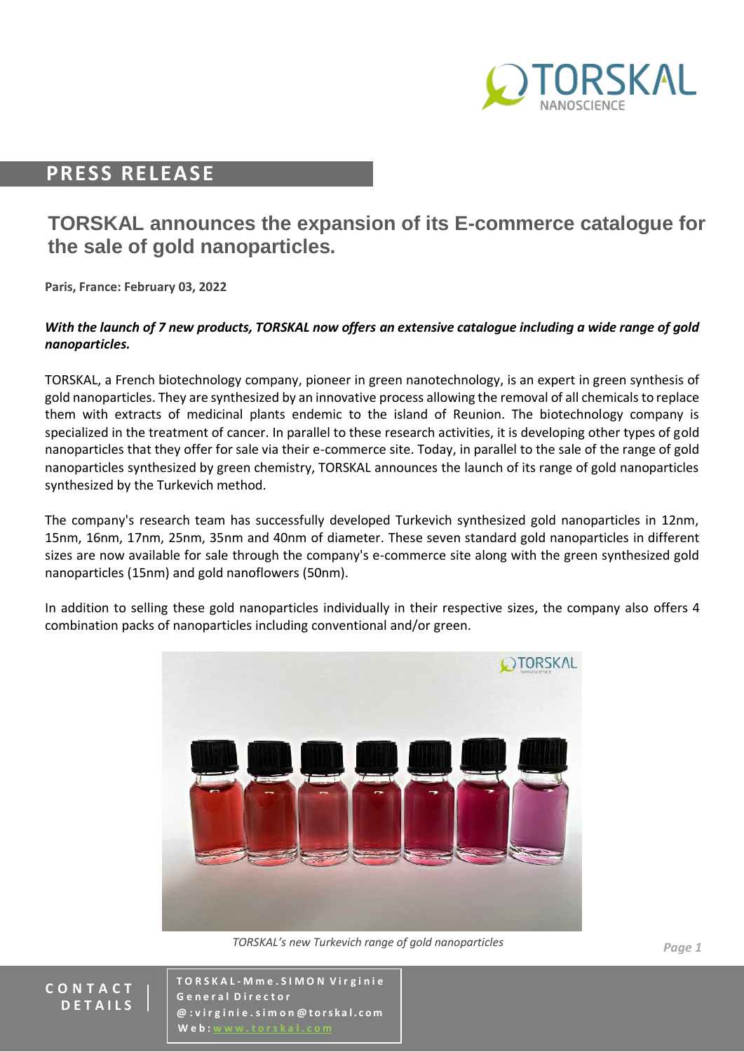# PRESS RELEASE

## TORSKAL announces the expansion of its E-commerce catalogue for the sale of gold nanoparticles.

**Paris, France: February 03, 2022**

***With the launch of 7 new products, TORSKAL now offers an extensive catalogue including a wide range of gold nanoparticles.***

TORSKAL, a French biotechnology company, pioneer in green nanotechnology, is an expert in green synthesis of gold nanoparticles. They are synthesized by an innovative process allowing the removal of all chemicals to replace them with extracts of medicinal plants endemic to the island of Reunion. The biotechnology company is specialized in the treatment of cancer. In parallel to these research activities, it is developing other types of gold nanoparticles that they offer for sale via their e-commerce site. Today, in parallel to the sale of the range of gold nanoparticles synthesized by green chemistry, TORSKAL announces the launch of its range of gold nanoparticles synthesized by the Turkevich method.

The company's research team has successfully developed Turkevich synthesized gold nanoparticles in 12nm, 15nm, 16nm, 17nm, 25nm, 35nm and 40nm of diameter. These seven standard gold nanoparticles in different sizes are now available for sale through the company's e-commerce site along with the green synthesized gold nanoparticles (15nm) and gold nanoflowers (50nm).

In addition to selling these gold nanoparticles individually in their respective sizes, the company also offers 4 combination packs of nanoparticles including conventional and/or green.

*TORSKAL's new Turkevich range of gold nanoparticles*

**CONTACT DETAILS**

**TORSKAL - Mme. SIMON Virginie**
**General Director**
**@ : virginie.simon@torskal.com**
**Web: www.torskal.com**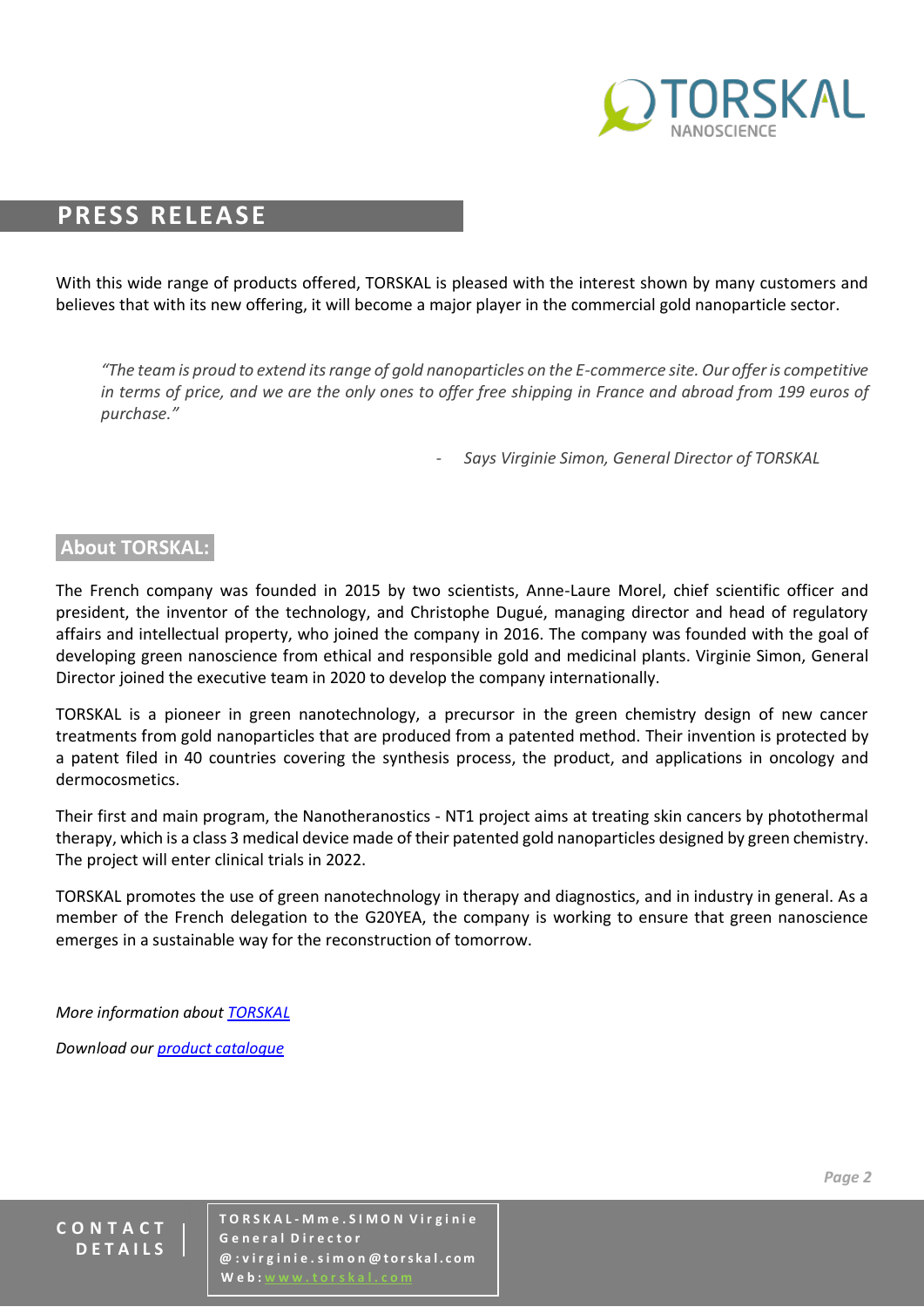# PRESS RELEASE

With this wide range of products offered, TORSKAL is pleased with the interest shown by many customers and believes that with its new offering, it will become a major player in the commercial gold nanoparticle sector.

> *"The team is proud to extend its range of gold nanoparticles on the E-commerce site. Our offer is competitive in terms of price, and we are the only ones to offer free shipping in France and abroad from 199 euros of purchase."*
>
> - *Says Virginie Simon, General Director of TORSKAL*

## About TORSKAL:

The French company was founded in 2015 by two scientists, Anne-Laure Morel, chief scientific officer and president, the inventor of the technology, and Christophe Dugué, managing director and head of regulatory affairs and intellectual property, who joined the company in 2016. The company was founded with the goal of developing green nanoscience from ethical and responsible gold and medicinal plants. Virginie Simon, General Director joined the executive team in 2020 to develop the company internationally.

TORSKAL is a pioneer in green nanotechnology, a precursor in the green chemistry design of new cancer treatments from gold nanoparticles that are produced from a patented method. Their invention is protected by a patent filed in 40 countries covering the synthesis process, the product, and applications in oncology and dermocosmetics.

Their first and main program, the Nanotheranostics - NT1 project aims at treating skin cancers by photothermal therapy, which is a class 3 medical device made of their patented gold nanoparticles designed by green chemistry. The project will enter clinical trials in 2022.

TORSKAL promotes the use of green nanotechnology in therapy and diagnostics, and in industry in general. As a member of the French delegation to the G20YEA, the company is working to ensure that green nanoscience emerges in a sustainable way for the reconstruction of tomorrow.

*More information about [TORSKAL]()*

*Download our [product catalogue]()*

**CONTACT DETAILS**

**TORSKAL - Mme. SIMON Virginie**
**General Director**
**@ : virginie.simon@torskal.com**
**Web: www.torskal.com**